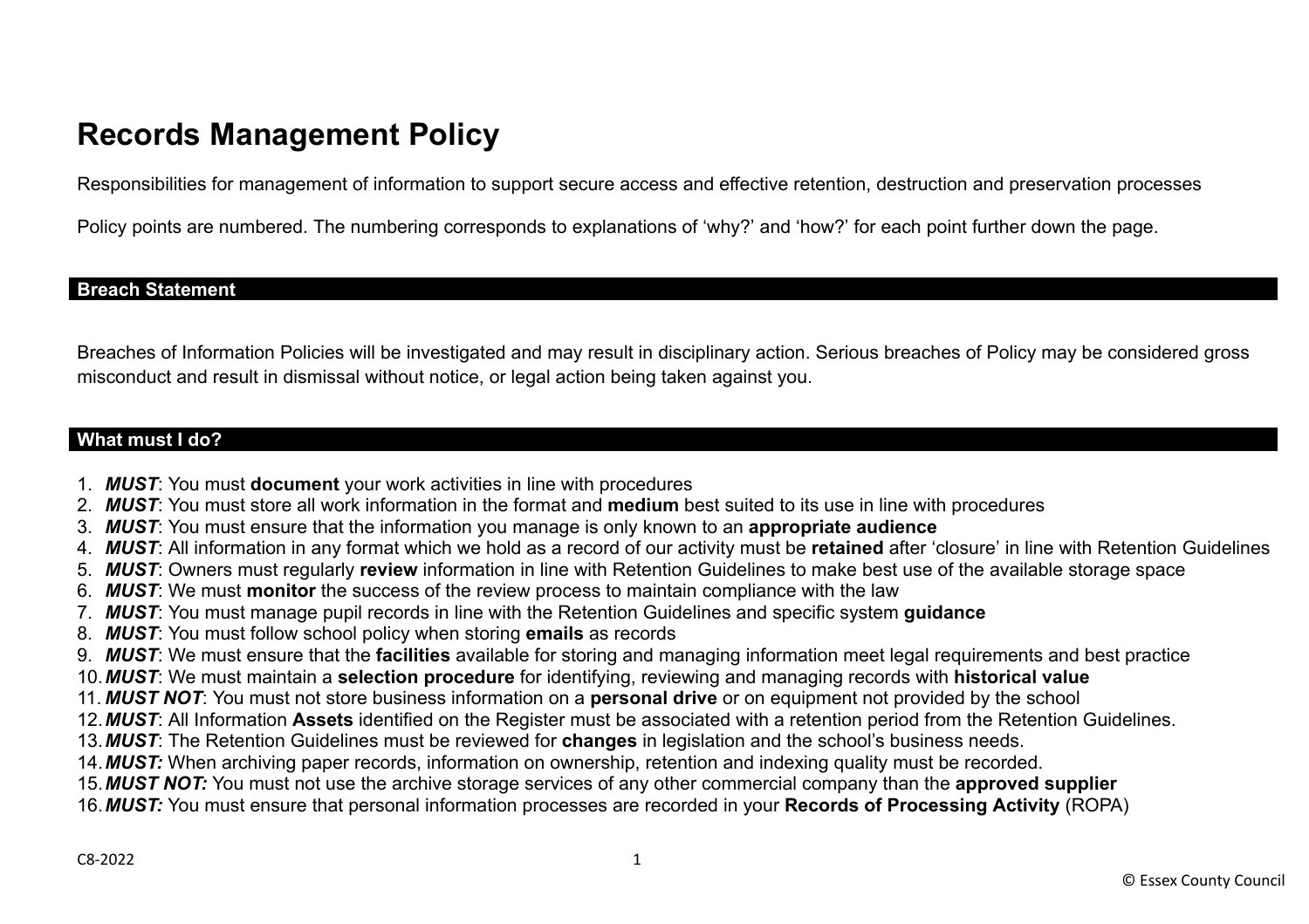# Records Management Policy

Responsibilities for management of information to support secure access and effective retention, destruction and preservation processes

Policy points are numbered. The numbering corresponds to explanations of 'why?' and 'how?' for each point further down the page.

## Breach Statement

Breaches of Information Policies will be investigated and may result in disciplinary action. Serious breaches of Policy may be considered gross misconduct and result in dismissal without notice, or legal action being taken against you.

## What must I do?

1. ***MUST***: You must **document** your work activities in line with procedures
2. ***MUST***: You must store all work information in the format and **medium** best suited to its use in line with procedures
3. ***MUST***: You must ensure that the information you manage is only known to an **appropriate audience**
4. ***MUST***: All information in any format which we hold as a record of our activity must be **retained** after 'closure' in line with Retention Guidelines
5. ***MUST***: Owners must regularly **review** information in line with Retention Guidelines to make best use of the available storage space
6. ***MUST***: We must **monitor** the success of the review process to maintain compliance with the law
7. ***MUST***: You must manage pupil records in line with the Retention Guidelines and specific system **guidance**
8. ***MUST***: You must follow school policy when storing **emails** as records
9. ***MUST***: We must ensure that the **facilities** available for storing and managing information meet legal requirements and best practice
10. ***MUST***: We must maintain a **selection procedure** for identifying, reviewing and managing records with **historical value**
11. ***MUST NOT***: You must not store business information on a **personal drive** or on equipment not provided by the school
12. ***MUST***: All Information **Assets** identified on the Register must be associated with a retention period from the Retention Guidelines.
13. ***MUST***: The Retention Guidelines must be reviewed for **changes** in legislation and the school's business needs.
14. ***MUST:*** When archiving paper records, information on ownership, retention and indexing quality must be recorded.
15. ***MUST NOT:*** You must not use the archive storage services of any other commercial company than the **approved supplier**
16. ***MUST:*** You must ensure that personal information processes are recorded in your **Records of Processing Activity** (ROPA)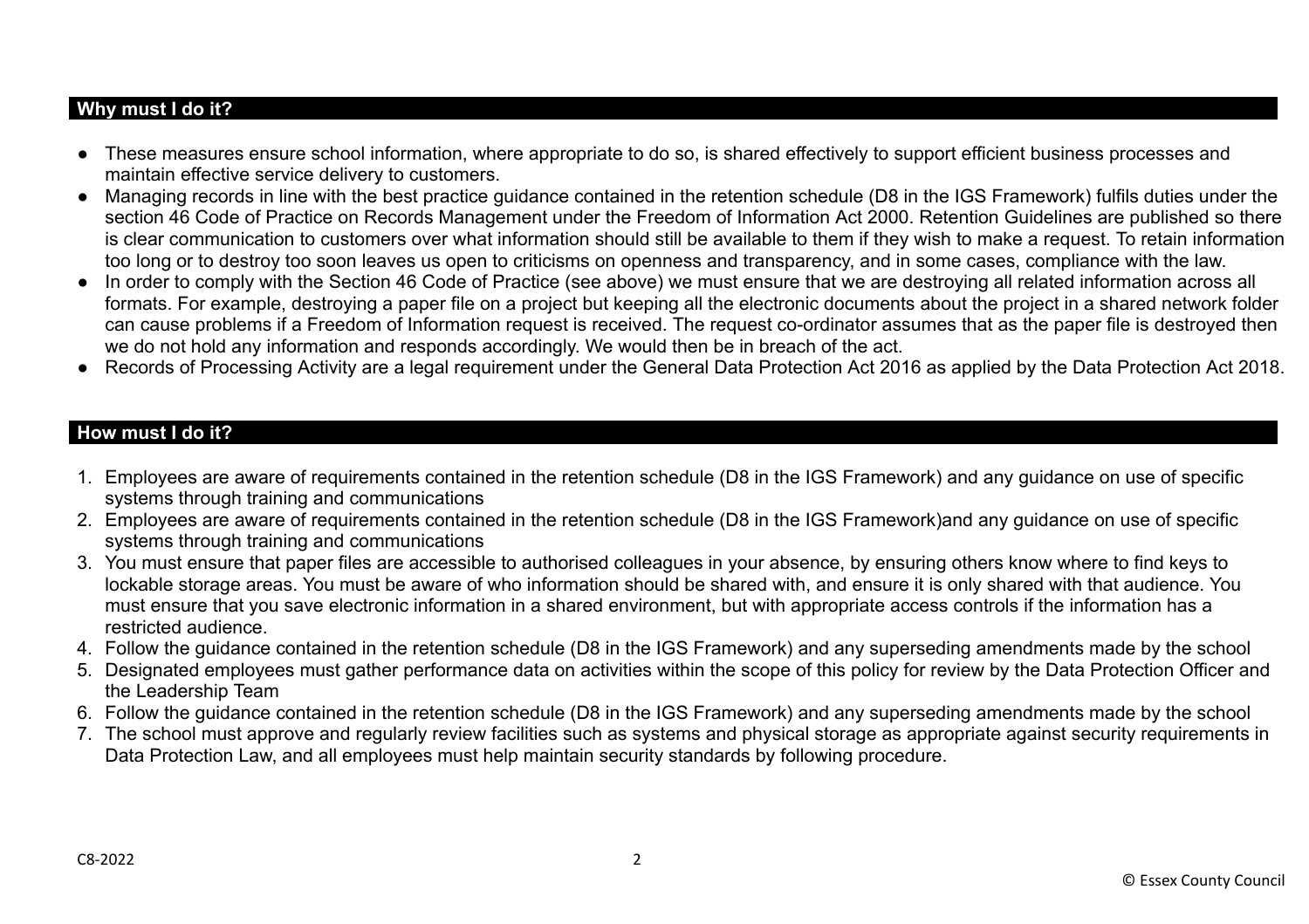## Why must I do it?

- These measures ensure school information, where appropriate to do so, is shared effectively to support efficient business processes and maintain effective service delivery to customers.
- Managing records in line with the best practice guidance contained in the retention schedule (D8 in the IGS Framework) fulfils duties under the section 46 Code of Practice on Records Management under the Freedom of Information Act 2000. Retention Guidelines are published so there is clear communication to customers over what information should still be available to them if they wish to make a request. To retain information too long or to destroy too soon leaves us open to criticisms on openness and transparency, and in some cases, compliance with the law.
- In order to comply with the Section 46 Code of Practice (see above) we must ensure that we are destroying all related information across all formats. For example, destroying a paper file on a project but keeping all the electronic documents about the project in a shared network folder can cause problems if a Freedom of Information request is received. The request co-ordinator assumes that as the paper file is destroyed then we do not hold any information and responds accordingly. We would then be in breach of the act.
- Records of Processing Activity are a legal requirement under the General Data Protection Act 2016 as applied by the Data Protection Act 2018.

## How must I do it?

1. Employees are aware of requirements contained in the retention schedule (D8 in the IGS Framework) and any guidance on use of specific systems through training and communications
2. Employees are aware of requirements contained in the retention schedule (D8 in the IGS Framework)and any guidance on use of specific systems through training and communications
3. You must ensure that paper files are accessible to authorised colleagues in your absence, by ensuring others know where to find keys to lockable storage areas. You must be aware of who information should be shared with, and ensure it is only shared with that audience. You must ensure that you save electronic information in a shared environment, but with appropriate access controls if the information has a restricted audience.
4. Follow the guidance contained in the retention schedule (D8 in the IGS Framework) and any superseding amendments made by the school
5. Designated employees must gather performance data on activities within the scope of this policy for review by the Data Protection Officer and the Leadership Team
6. Follow the guidance contained in the retention schedule (D8 in the IGS Framework) and any superseding amendments made by the school
7. The school must approve and regularly review facilities such as systems and physical storage as appropriate against security requirements in Data Protection Law, and all employees must help maintain security standards by following procedure.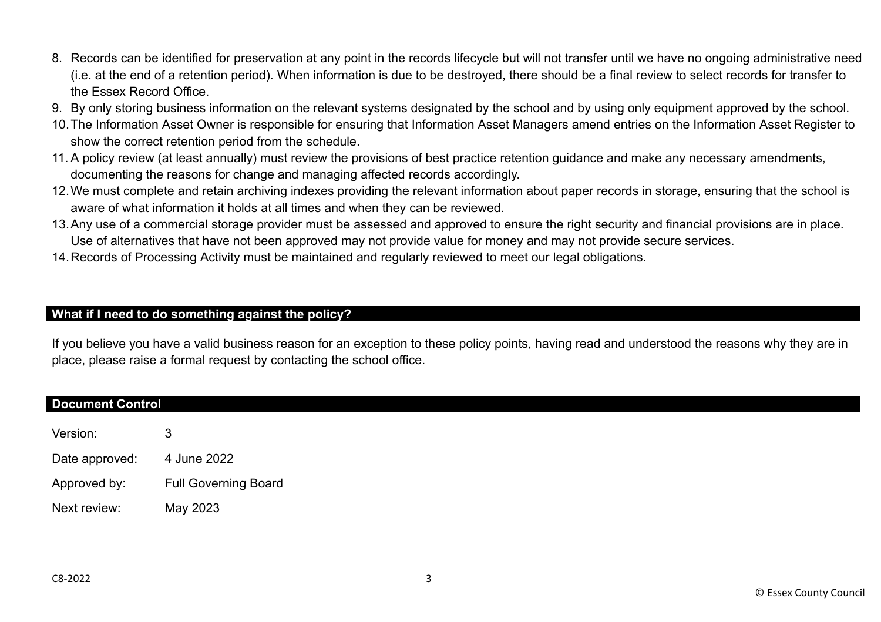8. Records can be identified for preservation at any point in the records lifecycle but will not transfer until we have no ongoing administrative need (i.e. at the end of a retention period). When information is due to be destroyed, there should be a final review to select records for transfer to the Essex Record Office.
9. By only storing business information on the relevant systems designated by the school and by using only equipment approved by the school.
10. The Information Asset Owner is responsible for ensuring that Information Asset Managers amend entries on the Information Asset Register to show the correct retention period from the schedule.
11. A policy review (at least annually) must review the provisions of best practice retention guidance and make any necessary amendments, documenting the reasons for change and managing affected records accordingly.
12. We must complete and retain archiving indexes providing the relevant information about paper records in storage, ensuring that the school is aware of what information it holds at all times and when they can be reviewed.
13. Any use of a commercial storage provider must be assessed and approved to ensure the right security and financial provisions are in place. Use of alternatives that have not been approved may not provide value for money and may not provide secure services.
14. Records of Processing Activity must be maintained and regularly reviewed to meet our legal obligations.

## What if I need to do something against the policy?

If you believe you have a valid business reason for an exception to these policy points, having read and understood the reasons why they are in place, please raise a formal request by contacting the school office.

## Document Control

| | |
|---|---|
| Version: | 3 |
| Date approved: | 4 June 2022 |
| Approved by: | Full Governing Board |
| Next review: | May 2023 |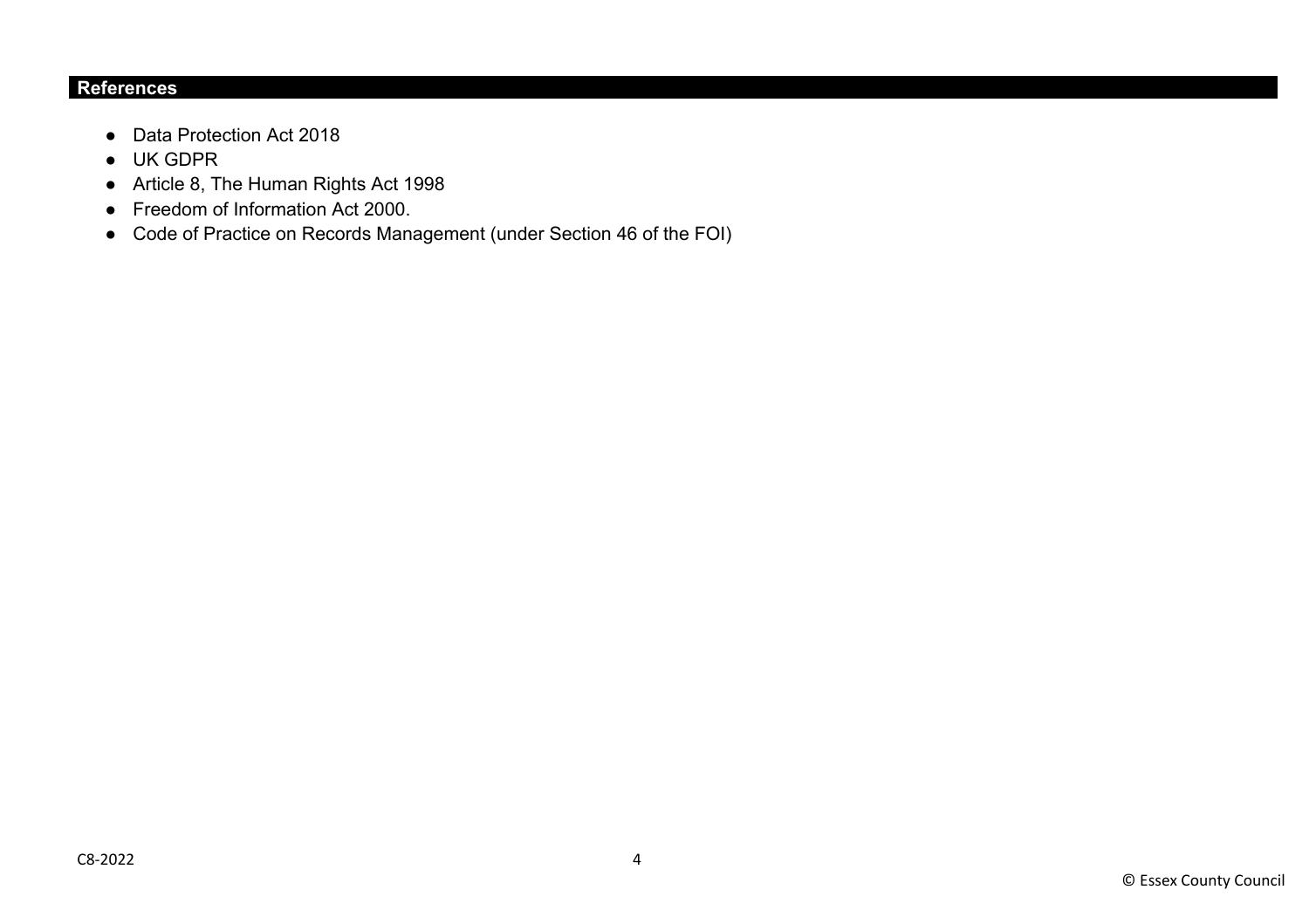## References

- Data Protection Act 2018
- UK GDPR
- Article 8, The Human Rights Act 1998
- Freedom of Information Act 2000.
- Code of Practice on Records Management (under Section 46 of the FOI)